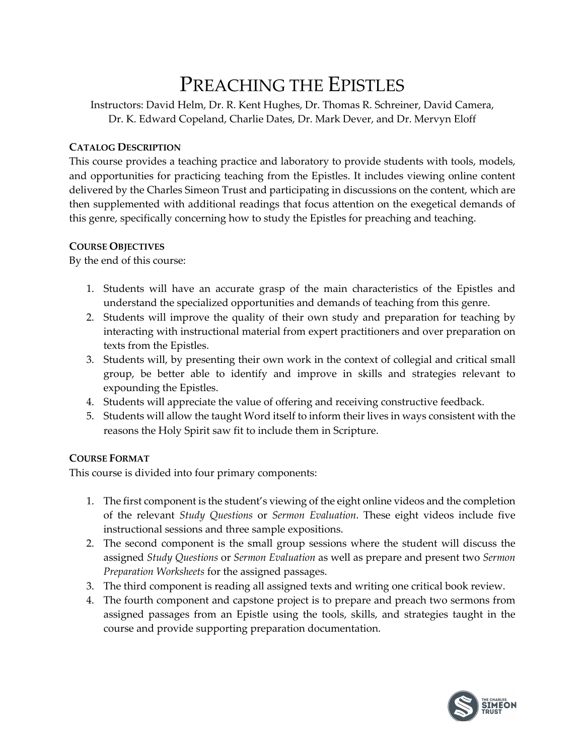# Preaching the Epistles

Instructors: David Helm, Dr. R. Kent Hughes, Dr. Thomas R. Schreiner, David Camera, Dr. K. Edward Copeland, Charlie Dates, Dr. Mark Dever, and Dr. Mervyn Eloff

## Catalog Description

This course provides a teaching practice and laboratory to provide students with tools, models, and opportunities for practicing teaching from the Epistles. It includes viewing online content delivered by the Charles Simeon Trust and participating in discussions on the content, which are then supplemented with additional readings that focus attention on the exegetical demands of this genre, specifically concerning how to study the Epistles for preaching and teaching.

## Course Objectives

By the end of this course:

1. Students will have an accurate grasp of the main characteristics of the Epistles and understand the specialized opportunities and demands of teaching from this genre.
2. Students will improve the quality of their own study and preparation for teaching by interacting with instructional material from expert practitioners and over preparation on texts from the Epistles.
3. Students will, by presenting their own work in the context of collegial and critical small group, be better able to identify and improve in skills and strategies relevant to expounding the Epistles.
4. Students will appreciate the value of offering and receiving constructive feedback.
5. Students will allow the taught Word itself to inform their lives in ways consistent with the reasons the Holy Spirit saw fit to include them in Scripture.

## Course Format

This course is divided into four primary components:

1. The first component is the student's viewing of the eight online videos and the completion of the relevant *Study Questions* or *Sermon Evaluation*. These eight videos include five instructional sessions and three sample expositions.
2. The second component is the small group sessions where the student will discuss the assigned *Study Questions* or *Sermon Evaluation* as well as prepare and present two *Sermon Preparation Worksheets* for the assigned passages.
3. The third component is reading all assigned texts and writing one critical book review.
4. The fourth component and capstone project is to prepare and preach two sermons from assigned passages from an Epistle using the tools, skills, and strategies taught in the course and provide supporting preparation documentation.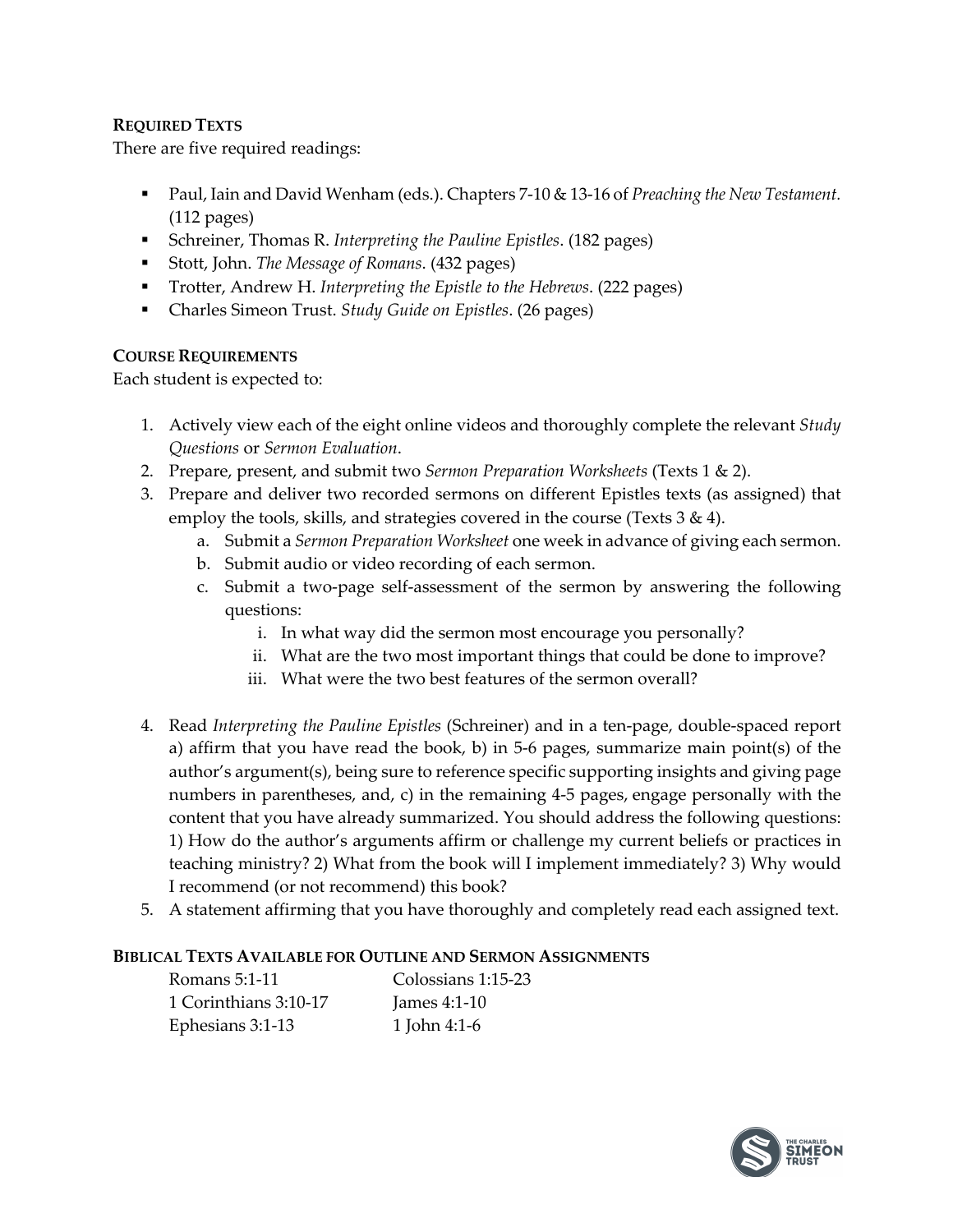**REQUIRED TEXTS**

There are five required readings:

- Paul, Iain and David Wenham (eds.). Chapters 7-10 & 13-16 of *Preaching the New Testament.* (112 pages)
- Schreiner, Thomas R. *Interpreting the Pauline Epistles*. (182 pages)
- Stott, John. *The Message of Romans*. (432 pages)
- Trotter, Andrew H. *Interpreting the Epistle to the Hebrews*. (222 pages)
- Charles Simeon Trust. *Study Guide on Epistles*. (26 pages)

**COURSE REQUIREMENTS**

Each student is expected to:

1. Actively view each of the eight online videos and thoroughly complete the relevant *Study Questions* or *Sermon Evaluation*.
2. Prepare, present, and submit two *Sermon Preparation Worksheets* (Texts 1 & 2).
3. Prepare and deliver two recorded sermons on different Epistles texts (as assigned) that employ the tools, skills, and strategies covered in the course (Texts 3 & 4).
   a. Submit a *Sermon Preparation Worksheet* one week in advance of giving each sermon.
   b. Submit audio or video recording of each sermon.
   c. Submit a two-page self-assessment of the sermon by answering the following questions:
      i. In what way did the sermon most encourage you personally?
      ii. What are the two most important things that could be done to improve?
      iii. What were the two best features of the sermon overall?

4. Read *Interpreting the Pauline Epistles* (Schreiner) and in a ten-page, double-spaced report a) affirm that you have read the book, b) in 5-6 pages, summarize main point(s) of the author's argument(s), being sure to reference specific supporting insights and giving page numbers in parentheses, and, c) in the remaining 4-5 pages, engage personally with the content that you have already summarized. You should address the following questions: 1) How do the author's arguments affirm or challenge my current beliefs or practices in teaching ministry? 2) What from the book will I implement immediately? 3) Why would I recommend (or not recommend) this book?
5. A statement affirming that you have thoroughly and completely read each assigned text.

**BIBLICAL TEXTS AVAILABLE FOR OUTLINE AND SERMON ASSIGNMENTS**

| | |
|---|---|
| Romans 5:1-11 | Colossians 1:15-23 |
| 1 Corinthians 3:10-17 | James 4:1-10 |
| Ephesians 3:1-13 | 1 John 4:1-6 |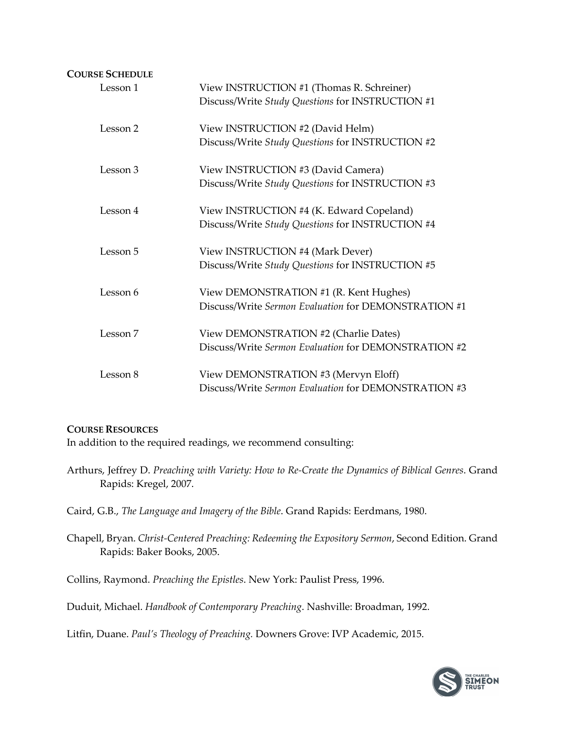**COURSE SCHEDULE**

| | |
|---|---|
| Lesson 1 | View INSTRUCTION #1 (Thomas R. Schreiner)<br>Discuss/Write *Study Questions* for INSTRUCTION #1 |
| Lesson 2 | View INSTRUCTION #2 (David Helm)<br>Discuss/Write *Study Questions* for INSTRUCTION #2 |
| Lesson 3 | View INSTRUCTION #3 (David Camera)<br>Discuss/Write *Study Questions* for INSTRUCTION #3 |
| Lesson 4 | View INSTRUCTION #4 (K. Edward Copeland)<br>Discuss/Write *Study Questions* for INSTRUCTION #4 |
| Lesson 5 | View INSTRUCTION #4 (Mark Dever)<br>Discuss/Write *Study Questions* for INSTRUCTION #5 |
| Lesson 6 | View DEMONSTRATION #1 (R. Kent Hughes)<br>Discuss/Write *Sermon Evaluation* for DEMONSTRATION #1 |
| Lesson 7 | View DEMONSTRATION #2 (Charlie Dates)<br>Discuss/Write *Sermon Evaluation* for DEMONSTRATION #2 |
| Lesson 8 | View DEMONSTRATION #3 (Mervyn Eloff)<br>Discuss/Write *Sermon Evaluation* for DEMONSTRATION #3 |

**COURSE RESOURCES**

In addition to the required readings, we recommend consulting:

Arthurs, Jeffrey D. *Preaching with Variety: How to Re-Create the Dynamics of Biblical Genres*. Grand Rapids: Kregel, 2007.

Caird, G.B., *The Language and Imagery of the Bible*. Grand Rapids: Eerdmans, 1980.

Chapell, Bryan. *Christ-Centered Preaching: Redeeming the Expository Sermon*, Second Edition. Grand Rapids: Baker Books, 2005.

Collins, Raymond. *Preaching the Epistles*. New York: Paulist Press, 1996.

Duduit, Michael. *Handbook of Contemporary Preaching*. Nashville: Broadman, 1992.

Litfin, Duane. *Paul's Theology of Preaching.* Downers Grove: IVP Academic, 2015.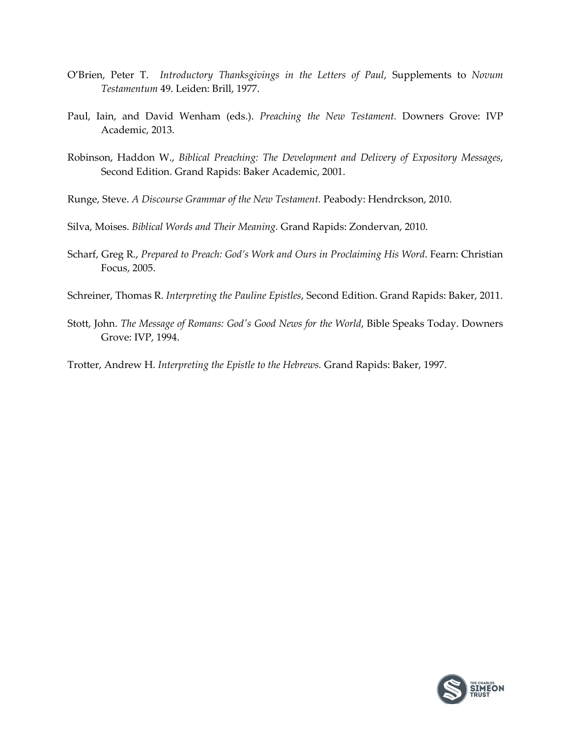O'Brien, Peter T. *Introductory Thanksgivings in the Letters of Paul*, Supplements to *Novum Testamentum* 49. Leiden: Brill, 1977.

Paul, Iain, and David Wenham (eds.). *Preaching the New Testament.* Downers Grove: IVP Academic, 2013.

Robinson, Haddon W., *Biblical Preaching: The Development and Delivery of Expository Messages*, Second Edition. Grand Rapids: Baker Academic, 2001.

Runge, Steve. *A Discourse Grammar of the New Testament.* Peabody: Hendrckson, 2010.

Silva, Moises. *Biblical Words and Their Meaning.* Grand Rapids: Zondervan, 2010.

Scharf, Greg R., *Prepared to Preach: God's Work and Ours in Proclaiming His Word*. Fearn: Christian Focus, 2005.

Schreiner, Thomas R. *Interpreting the Pauline Epistles*, Second Edition. Grand Rapids: Baker, 2011.

Stott, John. *The Message of Romans: God's Good News for the World*, Bible Speaks Today. Downers Grove: IVP, 1994.

Trotter, Andrew H. *Interpreting the Epistle to the Hebrews.* Grand Rapids: Baker, 1997.